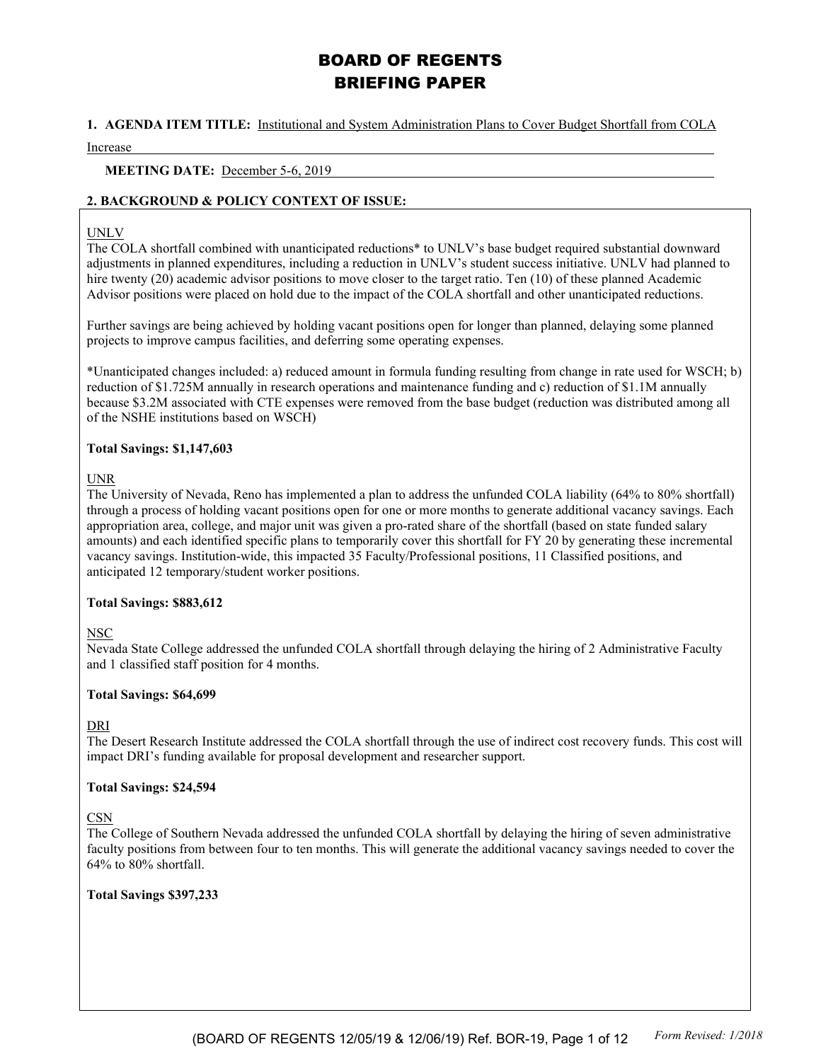# BOARD OF REGENTS
# BRIEFING PAPER

**1. AGENDA ITEM TITLE:** Institutional and System Administration Plans to Cover Budget Shortfall from COLA Increase

**MEETING DATE:** December 5-6, 2019

**2. BACKGROUND & POLICY CONTEXT OF ISSUE:**

UNLV

The COLA shortfall combined with unanticipated reductions* to UNLV's base budget required substantial downward adjustments in planned expenditures, including a reduction in UNLV's student success initiative. UNLV had planned to hire twenty (20) academic advisor positions to move closer to the target ratio. Ten (10) of these planned Academic Advisor positions were placed on hold due to the impact of the COLA shortfall and other unanticipated reductions.

Further savings are being achieved by holding vacant positions open for longer than planned, delaying some planned projects to improve campus facilities, and deferring some operating expenses.

*Unanticipated changes included: a) reduced amount in formula funding resulting from change in rate used for WSCH; b) reduction of $1.725M annually in research operations and maintenance funding and c) reduction of $1.1M annually because $3.2M associated with CTE expenses were removed from the base budget (reduction was distributed among all of the NSHE institutions based on WSCH)

**Total Savings: $1,147,603**

UNR

The University of Nevada, Reno has implemented a plan to address the unfunded COLA liability (64% to 80% shortfall) through a process of holding vacant positions open for one or more months to generate additional vacancy savings. Each appropriation area, college, and major unit was given a pro-rated share of the shortfall (based on state funded salary amounts) and each identified specific plans to temporarily cover this shortfall for FY 20 by generating these incremental vacancy savings. Institution-wide, this impacted 35 Faculty/Professional positions, 11 Classified positions, and anticipated 12 temporary/student worker positions.

**Total Savings: $883,612**

NSC

Nevada State College addressed the unfunded COLA shortfall through delaying the hiring of 2 Administrative Faculty and 1 classified staff position for 4 months.

**Total Savings: $64,699**

DRI

The Desert Research Institute addressed the COLA shortfall through the use of indirect cost recovery funds. This cost will impact DRI's funding available for proposal development and researcher support.

**Total Savings: $24,594**

CSN

The College of Southern Nevada addressed the unfunded COLA shortfall by delaying the hiring of seven administrative faculty positions from between four to ten months. This will generate the additional vacancy savings needed to cover the 64% to 80% shortfall.

**Total Savings $397,233**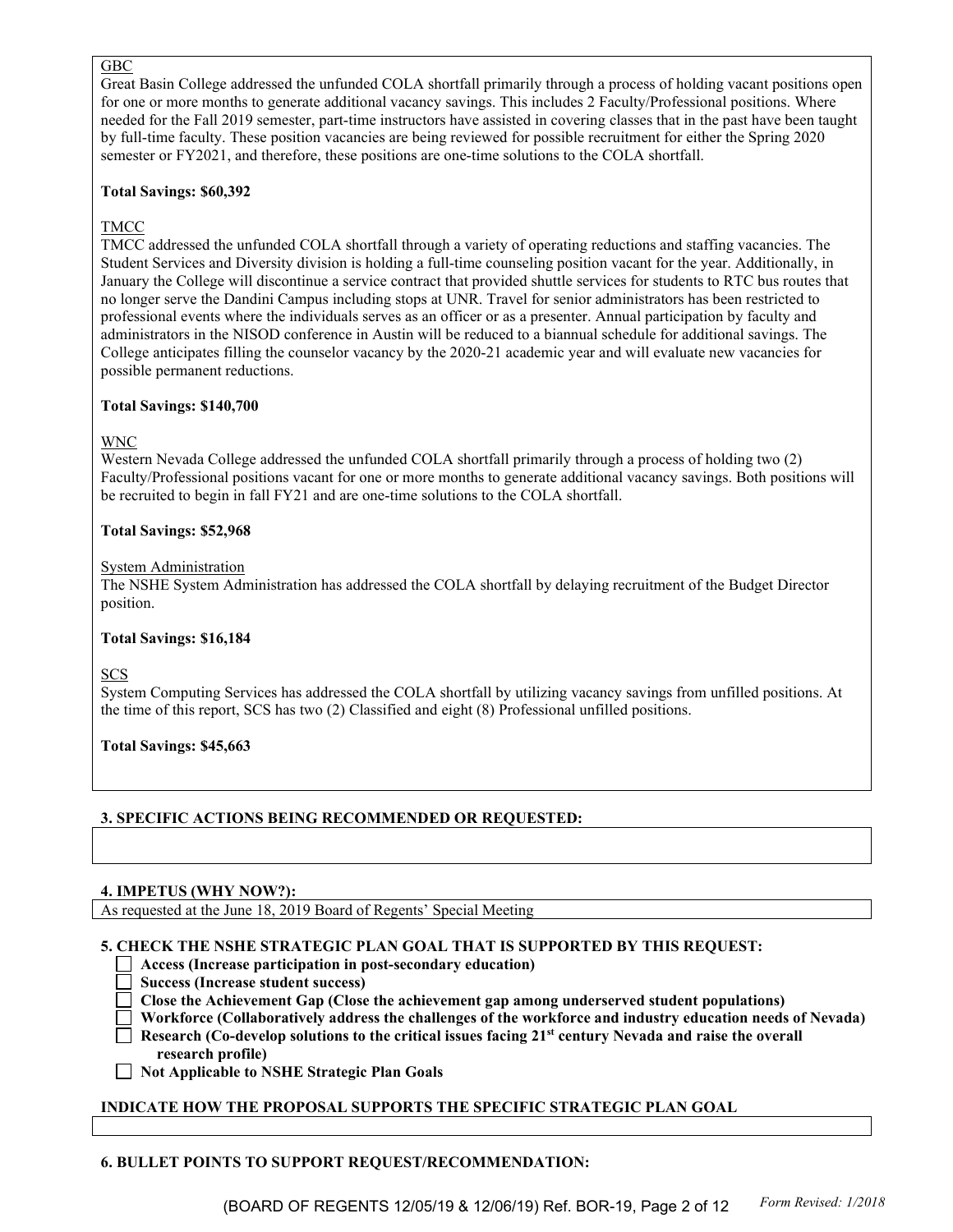<u>GBC</u>

Great Basin College addressed the unfunded COLA shortfall primarily through a process of holding vacant positions open for one or more months to generate additional vacancy savings. This includes 2 Faculty/Professional positions. Where needed for the Fall 2019 semester, part-time instructors have assisted in covering classes that in the past have been taught by full-time faculty. These position vacancies are being reviewed for possible recruitment for either the Spring 2020 semester or FY2021, and therefore, these positions are one-time solutions to the COLA shortfall.

**Total Savings: $60,392**

<u>TMCC</u>

TMCC addressed the unfunded COLA shortfall through a variety of operating reductions and staffing vacancies. The Student Services and Diversity division is holding a full-time counseling position vacant for the year. Additionally, in January the College will discontinue a service contract that provided shuttle services for students to RTC bus routes that no longer serve the Dandini Campus including stops at UNR. Travel for senior administrators has been restricted to professional events where the individuals serves as an officer or as a presenter. Annual participation by faculty and administrators in the NISOD conference in Austin will be reduced to a biannual schedule for additional savings. The College anticipates filling the counselor vacancy by the 2020-21 academic year and will evaluate new vacancies for possible permanent reductions.

**Total Savings: $140,700**

<u>WNC</u>

Western Nevada College addressed the unfunded COLA shortfall primarily through a process of holding two (2) Faculty/Professional positions vacant for one or more months to generate additional vacancy savings. Both positions will be recruited to begin in fall FY21 and are one-time solutions to the COLA shortfall.

**Total Savings: $52,968**

<u>System Administration</u>

The NSHE System Administration has addressed the COLA shortfall by delaying recruitment of the Budget Director position.

**Total Savings: $16,184**

<u>SCS</u>

System Computing Services has addressed the COLA shortfall by utilizing vacancy savings from unfilled positions. At the time of this report, SCS has two (2) Classified and eight (8) Professional unfilled positions.

**Total Savings: $45,663**

**3. SPECIFIC ACTIONS BEING RECOMMENDED OR REQUESTED:**

**4. IMPETUS (WHY NOW?):**

As requested at the June 18, 2019 Board of Regents' Special Meeting

**5. CHECK THE NSHE STRATEGIC PLAN GOAL THAT IS SUPPORTED BY THIS REQUEST:**

- ☐ **Access (Increase participation in post-secondary education)**
- ☐ **Success (Increase student success)**
- ☐ **Close the Achievement Gap (Close the achievement gap among underserved student populations)**
- ☐ **Workforce (Collaboratively address the challenges of the workforce and industry education needs of Nevada)**
- ☐ **Research (Co-develop solutions to the critical issues facing 21st century Nevada and raise the overall research profile)**
- ☐ **Not Applicable to NSHE Strategic Plan Goals**

**INDICATE HOW THE PROPOSAL SUPPORTS THE SPECIFIC STRATEGIC PLAN GOAL**

**6. BULLET POINTS TO SUPPORT REQUEST/RECOMMENDATION:**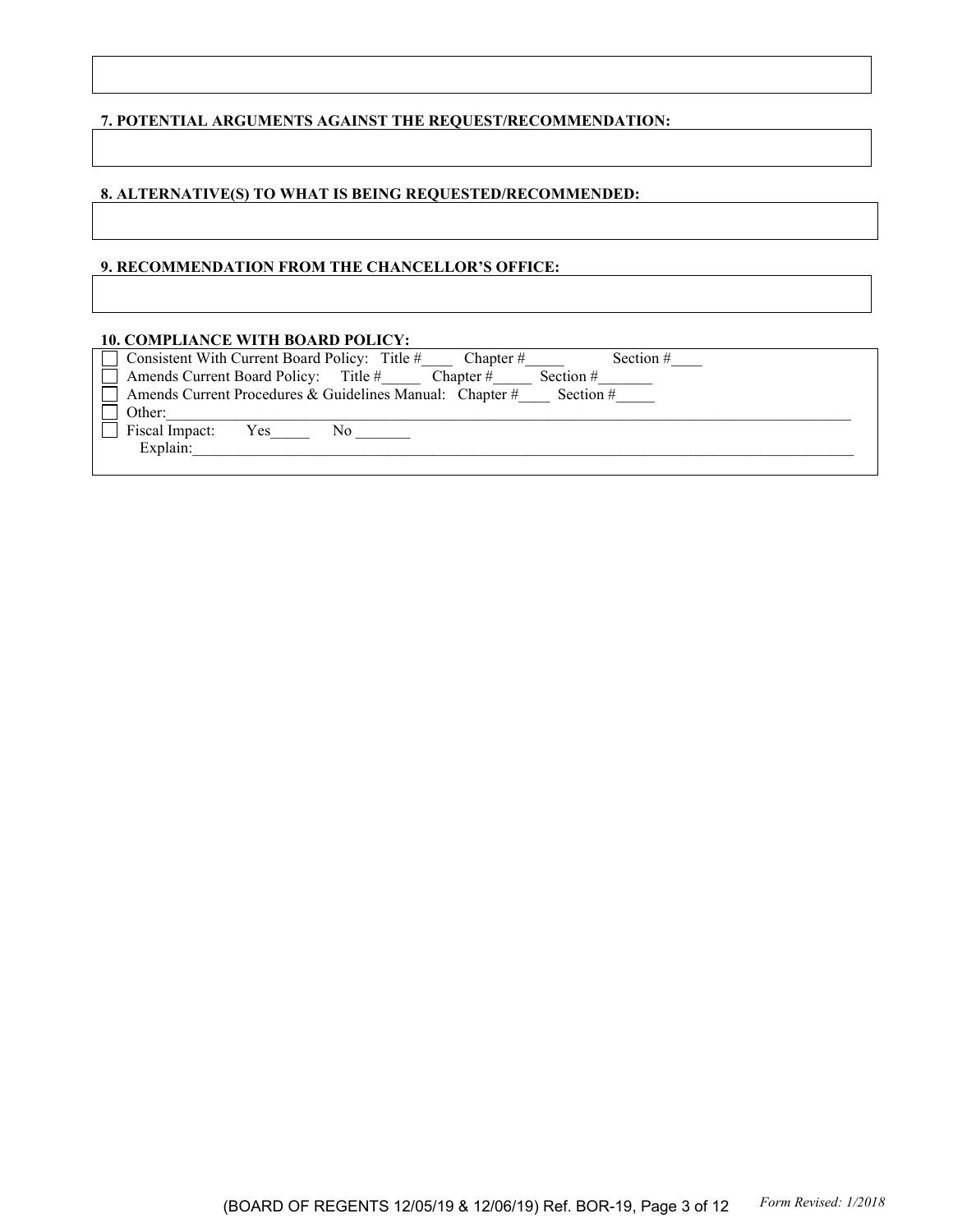### 7. POTENTIAL ARGUMENTS AGAINST THE REQUEST/RECOMMENDATION:

### 8. ALTERNATIVE(S) TO WHAT IS BEING REQUESTED/RECOMMENDED:

### 9. RECOMMENDATION FROM THE CHANCELLOR'S OFFICE:

### 10. COMPLIANCE WITH BOARD POLICY:

- ☐ Consistent With Current Board Policy: Title #____ Chapter #_____ Section #____
- ☐ Amends Current Board Policy: Title #_____ Chapter #_____ Section #_______
- ☐ Amends Current Procedures & Guidelines Manual: Chapter #____ Section #_____
- ☐ Other:_______________________________________________
- ☐ Fiscal Impact: Yes_____ No _______
  Explain:_______________________________________________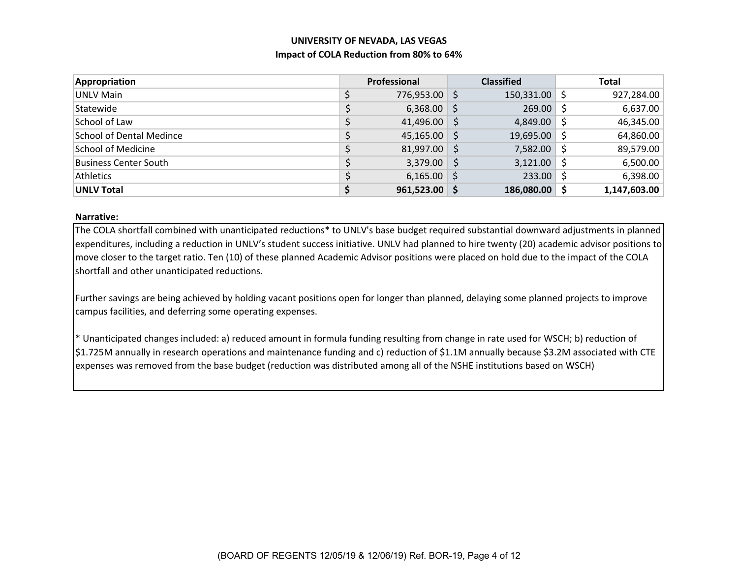**UNIVERSITY OF NEVADA, LAS VEGAS**
**Impact of COLA Reduction from 80% to 64%**

| Appropriation | Professional | Classified | Total |
|---|---|---|---|
| UNLV Main | $ 776,953.00 | $ 150,331.00 | $ 927,284.00 |
| Statewide | $ 6,368.00 | $ 269.00 | $ 6,637.00 |
| School of Law | $ 41,496.00 | $ 4,849.00 | $ 46,345.00 |
| School of Dental Medince | $ 45,165.00 | $ 19,695.00 | $ 64,860.00 |
| School of Medicine | $ 81,997.00 | $ 7,582.00 | $ 89,579.00 |
| Business Center South | $ 3,379.00 | $ 3,121.00 | $ 6,500.00 |
| Athletics | $ 6,165.00 | $ 233.00 | $ 6,398.00 |
| **UNLV Total** | **$ 961,523.00** | **$ 186,080.00** | **$ 1,147,603.00** |

**Narrative:**

The COLA shortfall combined with unanticipated reductions* to UNLV's base budget required substantial downward adjustments in planned expenditures, including a reduction in UNLV's student success initiative. UNLV had planned to hire twenty (20) academic advisor positions to move closer to the target ratio. Ten (10) of these planned Academic Advisor positions were placed on hold due to the impact of the COLA shortfall and other unanticipated reductions.

Further savings are being achieved by holding vacant positions open for longer than planned, delaying some planned projects to improve campus facilities, and deferring some operating expenses.

* Unanticipated changes included: a) reduced amount in formula funding resulting from change in rate used for WSCH; b) reduction of $1.725M annually in research operations and maintenance funding and c) reduction of $1.1M annually because $3.2M associated with CTE expenses was removed from the base budget (reduction was distributed among all of the NSHE institutions based on WSCH)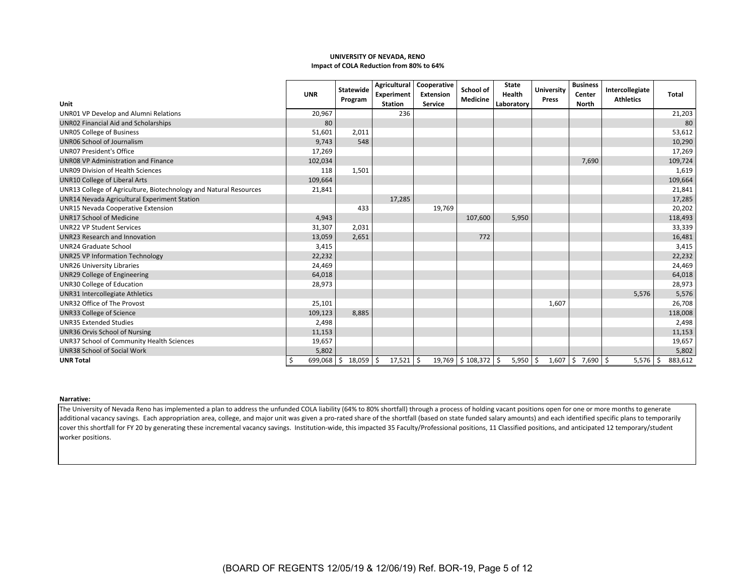**UNIVERSITY OF NEVADA, RENO**
**Impact of COLA Reduction from 80% to 64%**

| Unit | UNR | Statewide Program | Agricultural Experiment Station | Cooperative Extension Service | School of Medicine | State Health Laboratory | University Press | Business Center North | Intercollegiate Athletics | Total |
|---|---|---|---|---|---|---|---|---|---|---|
| UNR01 VP Develop and Alumni Relations | 20,967 | | 236 | | | | | | | 21,203 |
| UNR02 Financial Aid and Scholarships | 80 | | | | | | | | | 80 |
| UNR05 College of Business | 51,601 | 2,011 | | | | | | | | 53,612 |
| UNR06 School of Journalism | 9,743 | 548 | | | | | | | | 10,290 |
| UNR07 President's Office | 17,269 | | | | | | | | | 17,269 |
| UNR08 VP Administration and Finance | 102,034 | | | | | | | 7,690 | | 109,724 |
| UNR09 Division of Health Sciences | 118 | 1,501 | | | | | | | | 1,619 |
| UNR10 College of Liberal Arts | 109,664 | | | | | | | | | 109,664 |
| UNR13 College of Agriculture, Biotechnology and Natural Resources | 21,841 | | | | | | | | | 21,841 |
| UNR14 Nevada Agricultural Experiment Station | | | 17,285 | | | | | | | 17,285 |
| UNR15 Nevada Cooperative Extension | | 433 | | 19,769 | | | | | | 20,202 |
| UNR17 School of Medicine | 4,943 | | | | 107,600 | 5,950 | | | | 118,493 |
| UNR22 VP Student Services | 31,307 | 2,031 | | | | | | | | 33,339 |
| UNR23 Research and Innovation | 13,059 | 2,651 | | | 772 | | | | | 16,481 |
| UNR24 Graduate School | 3,415 | | | | | | | | | 3,415 |
| UNR25 VP Information Technology | 22,232 | | | | | | | | | 22,232 |
| UNR26 University Libraries | 24,469 | | | | | | | | | 24,469 |
| UNR29 College of Engineering | 64,018 | | | | | | | | | 64,018 |
| UNR30 College of Education | 28,973 | | | | | | | | | 28,973 |
| UNR31 Intercollegiate Athletics | | | | | | | | | 5,576 | 5,576 |
| UNR32 Office of The Provost | 25,101 | | | | | | 1,607 | | | 26,708 |
| UNR33 College of Science | 109,123 | 8,885 | | | | | | | | 118,008 |
| UNR35 Extended Studies | 2,498 | | | | | | | | | 2,498 |
| UNR36 Orvis School of Nursing | 11,153 | | | | | | | | | 11,153 |
| UNR37 School of Community Health Sciences | 19,657 | | | | | | | | | 19,657 |
| UNR38 School of Social Work | 5,802 | | | | | | | | | 5,802 |
| **UNR Total** | $ 699,068 | $ 18,059 | $ 17,521 | $ 19,769 | $ 108,372 | $ 5,950 | $ 1,607 | $ 7,690 | $ 5,576 | $ 883,612 |

**Narrative:**

The University of Nevada Reno has implemented a plan to address the unfunded COLA liability (64% to 80% shortfall) through a process of holding vacant positions open for one or more months to generate additional vacancy savings. Each appropriation area, college, and major unit was given a pro-rated share of the shortfall (based on state funded salary amounts) and each identified specific plans to temporarily cover this shortfall for FY 20 by generating these incremental vacancy savings. Institution-wide, this impacted 35 Faculty/Professional positions, 11 Classified positions, and anticipated 12 temporary/student worker positions.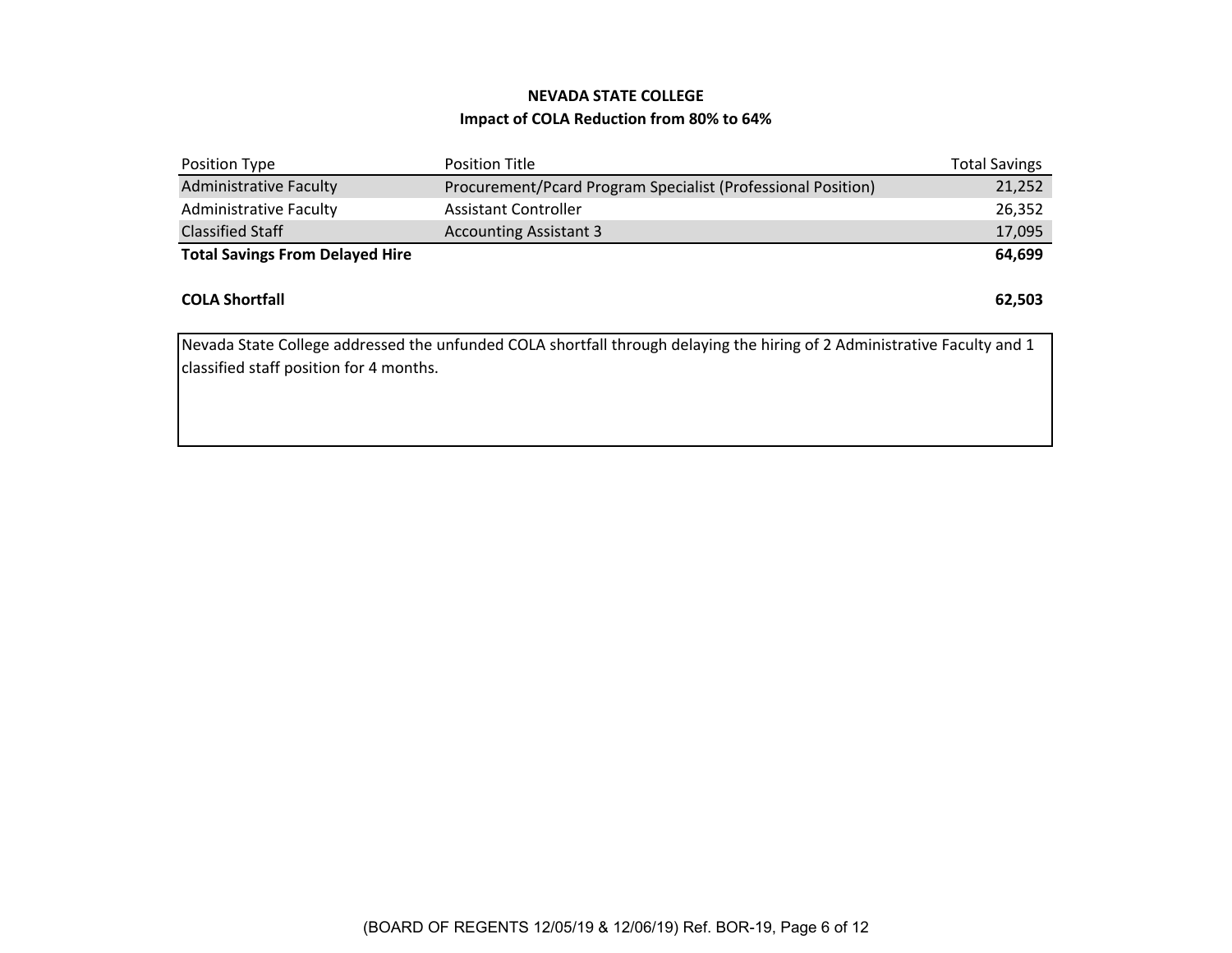**NEVADA STATE COLLEGE**

**Impact of COLA Reduction from 80% to 64%**

| Position Type | Position Title | Total Savings |
|---|---|---|
| Administrative Faculty | Procurement/Pcard Program Specialist (Professional Position) | 21,252 |
| Administrative Faculty | Assistant Controller | 26,352 |
| Classified Staff | Accounting Assistant 3 | 17,095 |
| **Total Savings From Delayed Hire** | | **64,699** |
| | | |
| **COLA Shortfall** | | **62,503** |

Nevada State College addressed the unfunded COLA shortfall through delaying the hiring of 2 Administrative Faculty and 1 classified staff position for 4 months.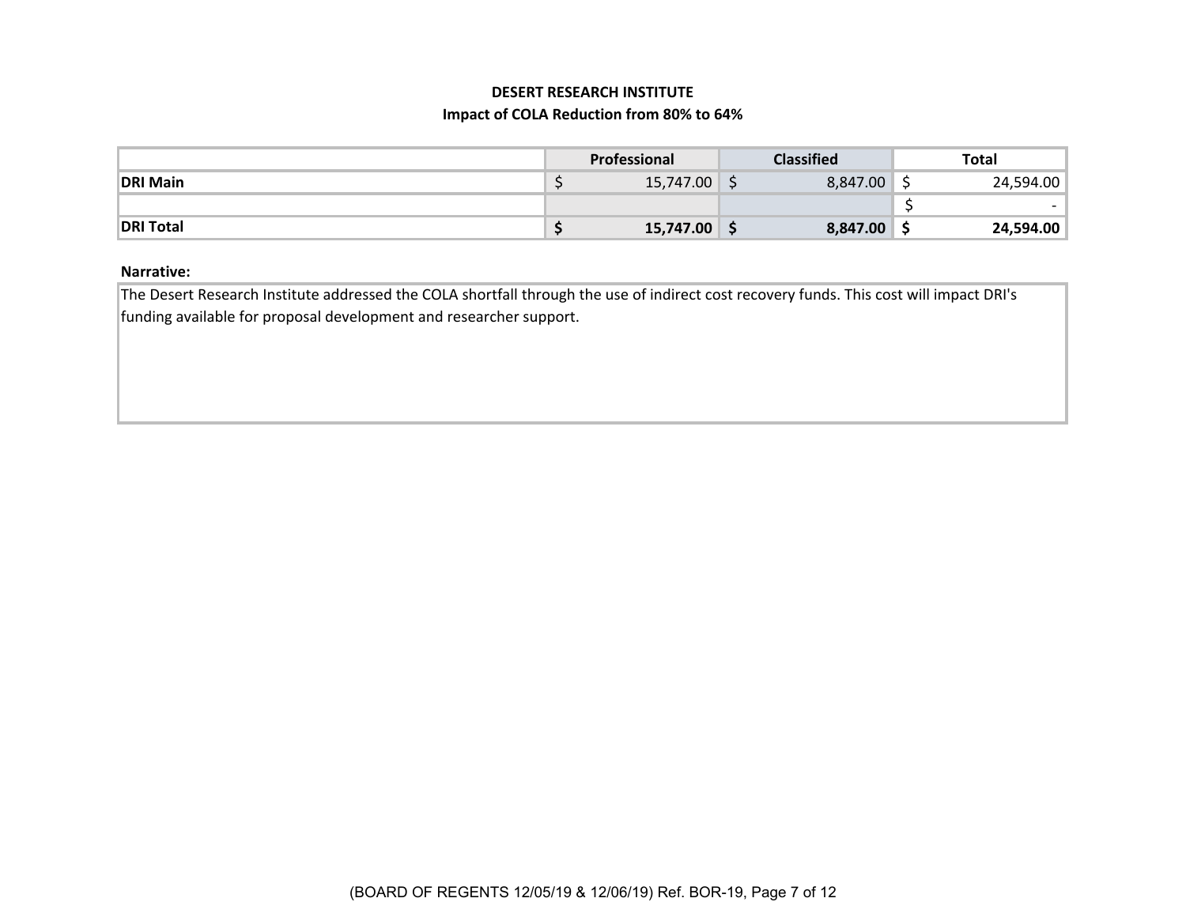**DESERT RESEARCH INSTITUTE**

**Impact of COLA Reduction from 80% to 64%**

| | Professional | Classified | Total |
|---|---|---|---|
| **DRI Main** | $ 15,747.00 | $ 8,847.00 | $ 24,594.00 |
| | | | $ - |
| **DRI Total** | **$ 15,747.00** | **$ 8,847.00** | **$ 24,594.00** |

**Narrative:**

The Desert Research Institute addressed the COLA shortfall through the use of indirect cost recovery funds. This cost will impact DRI's funding available for proposal development and researcher support.

(BOARD OF REGENTS 12/05/19 & 12/06/19) Ref. BOR-19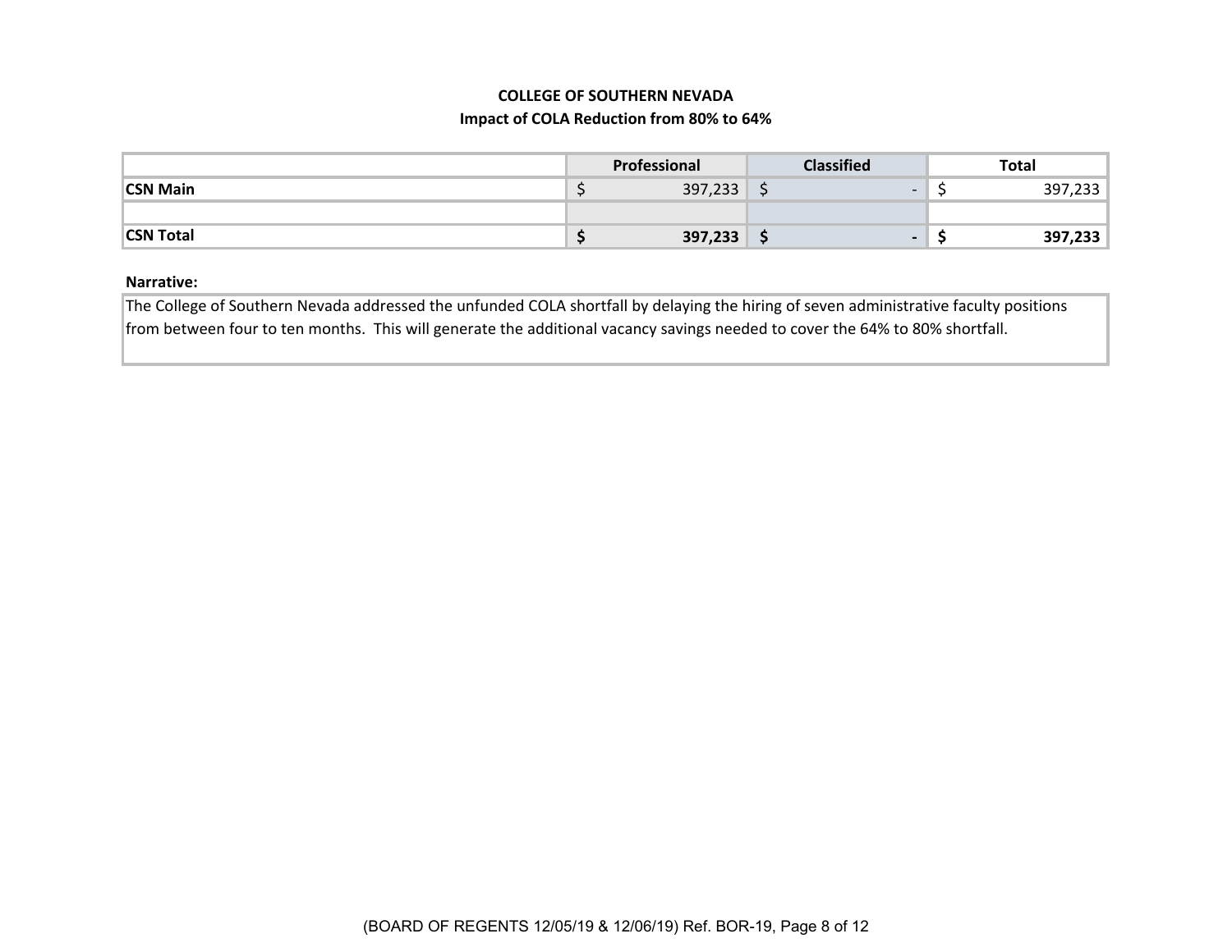**COLLEGE OF SOUTHERN NEVADA**

**Impact of COLA Reduction from 80% to 64%**

| | Professional | Classified | Total |
|---|---|---|---|
| **CSN Main** | $ 397,233 | $ - | $ 397,233 |
| | | | |
| **CSN Total** | **$ 397,233** | **$ -** | **$ 397,233** |

**Narrative:**

The College of Southern Nevada addressed the unfunded COLA shortfall by delaying the hiring of seven administrative faculty positions from between four to ten months. This will generate the additional vacancy savings needed to cover the 64% to 80% shortfall.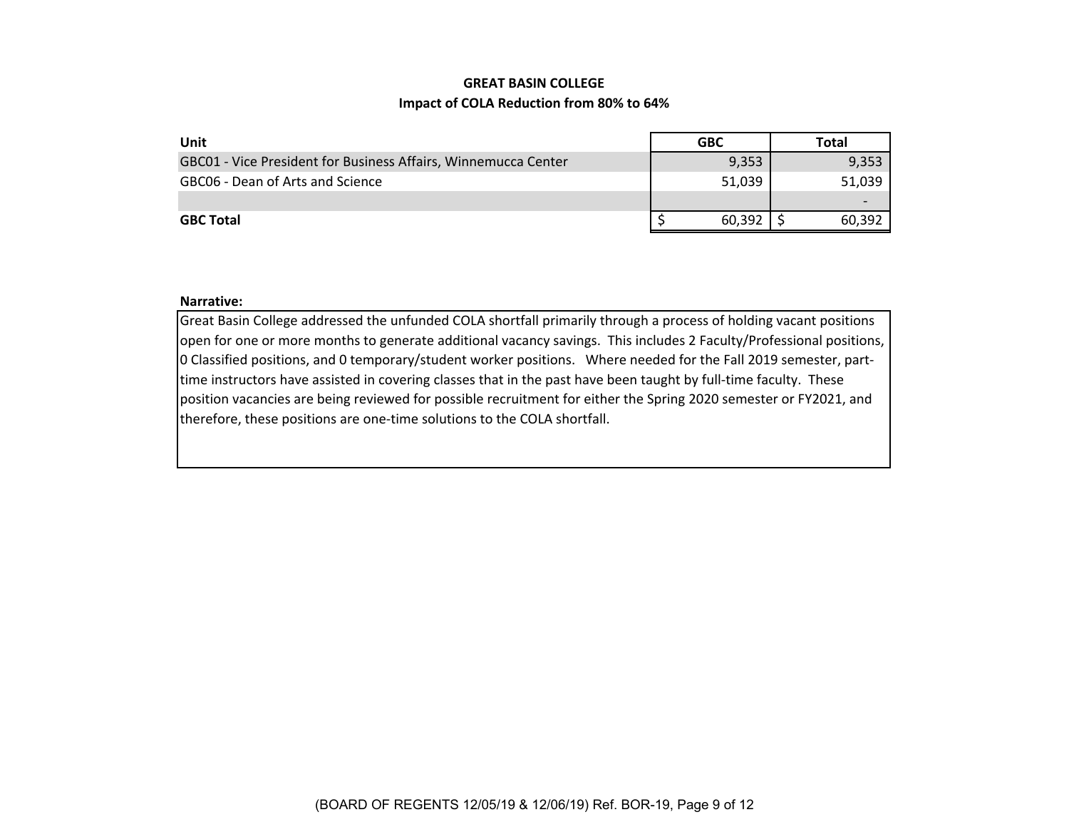**GREAT BASIN COLLEGE**

**Impact of COLA Reduction from 80% to 64%**

| Unit | GBC | Total |
|---|---|---|
| GBC01 - Vice President for Business Affairs, Winnemucca Center | 9,353 | 9,353 |
| GBC06 - Dean of Arts and Science | 51,039 | 51,039 |
| | | - |
| **GBC Total** | $ 60,392 | $ 60,392 |

**Narrative:**

Great Basin College addressed the unfunded COLA shortfall primarily through a process of holding vacant positions open for one or more months to generate additional vacancy savings. This includes 2 Faculty/Professional positions, 0 Classified positions, and 0 temporary/student worker positions. Where needed for the Fall 2019 semester, part-time instructors have assisted in covering classes that in the past have been taught by full-time faculty. These position vacancies are being reviewed for possible recruitment for either the Spring 2020 semester or FY2021, and therefore, these positions are one-time solutions to the COLA shortfall.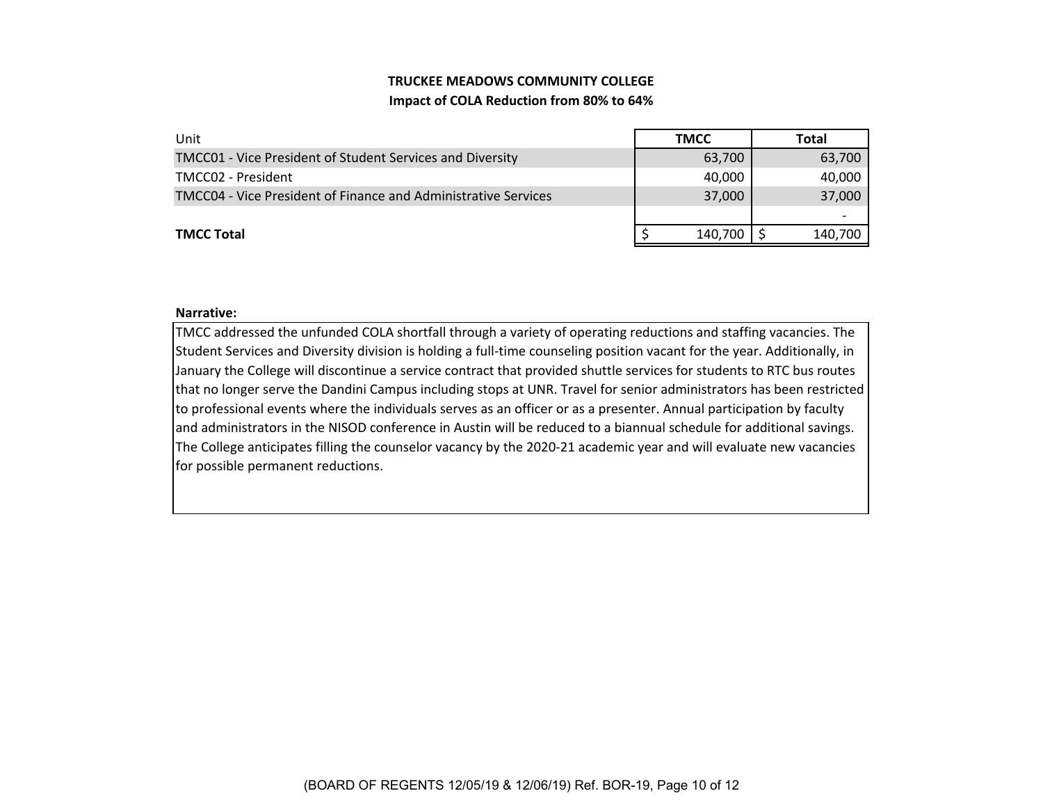# TRUCKEE MEADOWS COMMUNITY COLLEGE

## Impact of COLA Reduction from 80% to 64%

| Unit | TMCC | Total |
|---|---|---|
| TMCC01 - Vice President of Student Services and Diversity | 63,700 | 63,700 |
| TMCC02 - President | 40,000 | 40,000 |
| TMCC04 - Vice President of Finance and Administrative Services | 37,000 | 37,000 |
| | | - |
| **TMCC Total** | $ 140,700 | $ 140,700 |

**Narrative:**

TMCC addressed the unfunded COLA shortfall through a variety of operating reductions and staffing vacancies. The Student Services and Diversity division is holding a full-time counseling position vacant for the year. Additionally, in January the College will discontinue a service contract that provided shuttle services for students to RTC bus routes that no longer serve the Dandini Campus including stops at UNR. Travel for senior administrators has been restricted to professional events where the individuals serves as an officer or as a presenter. Annual participation by faculty and administrators in the NISOD conference in Austin will be reduced to a biannual schedule for additional savings. The College anticipates filling the counselor vacancy by the 2020-21 academic year and will evaluate new vacancies for possible permanent reductions.

(BOARD OF REGENTS 12/05/19 & 12/06/19) Ref. BOR-19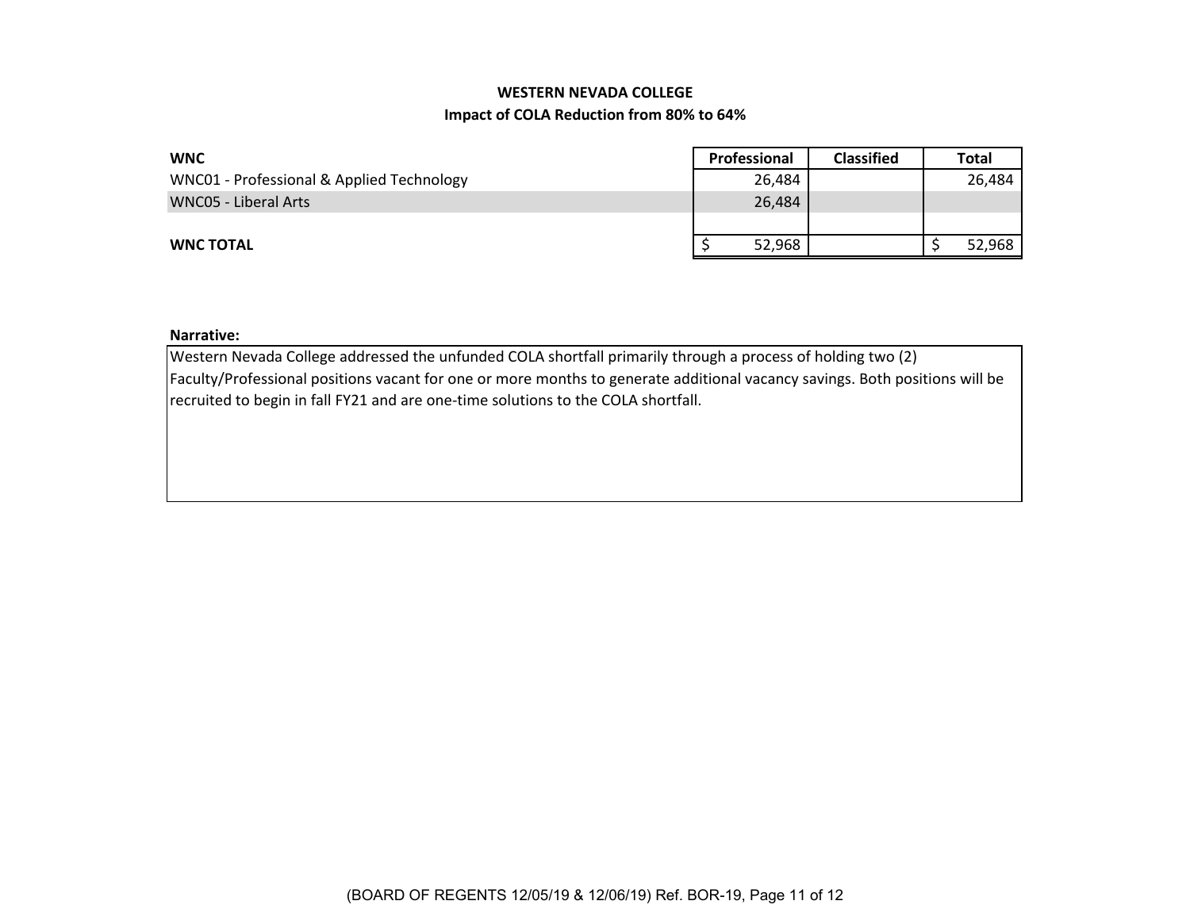**WESTERN NEVADA COLLEGE**

**Impact of COLA Reduction from 80% to 64%**

| **WNC** | **Professional** | **Classified** | **Total** |
|---|---|---|---|
| WNC01 - Professional & Applied Technology | 26,484 | | 26,484 |
| WNC05 - Liberal Arts | 26,484 | | |
| | | | |
| **WNC TOTAL** | $ 52,968 | | $ 52,968 |

**Narrative:**

Western Nevada College addressed the unfunded COLA shortfall primarily through a process of holding two (2) Faculty/Professional positions vacant for one or more months to generate additional vacancy savings. Both positions will be recruited to begin in fall FY21 and are one-time solutions to the COLA shortfall.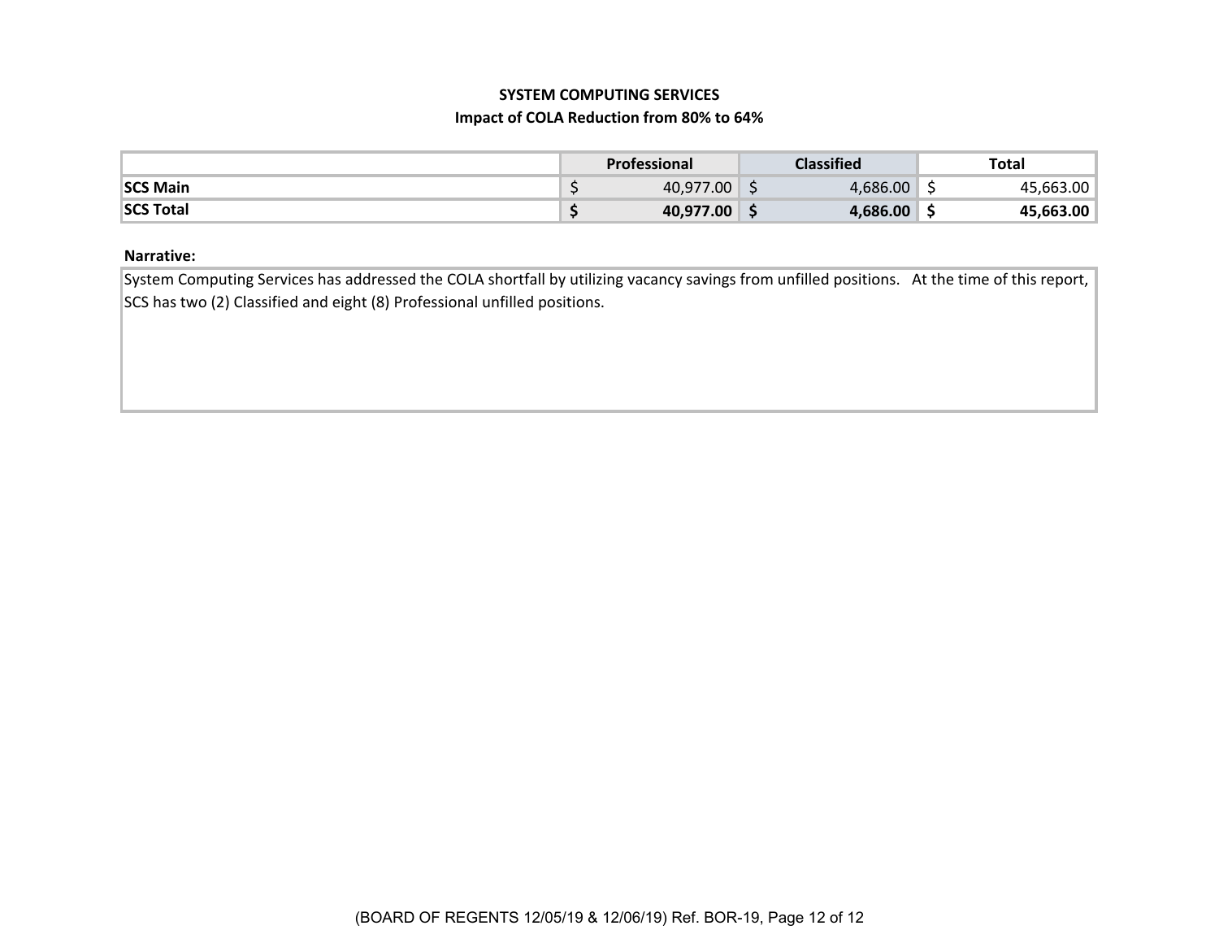**SYSTEM COMPUTING SERVICES**

**Impact of COLA Reduction from 80% to 64%**

| | Professional | Classified | Total |
|---|---|---|---|
| **SCS Main** | $ 40,977.00 | $ 4,686.00 | $ 45,663.00 |
| **SCS Total** | **$ 40,977.00** | **$ 4,686.00** | **$ 45,663.00** |

**Narrative:**

System Computing Services has addressed the COLA shortfall by utilizing vacancy savings from unfilled positions. At the time of this report, SCS has two (2) Classified and eight (8) Professional unfilled positions.